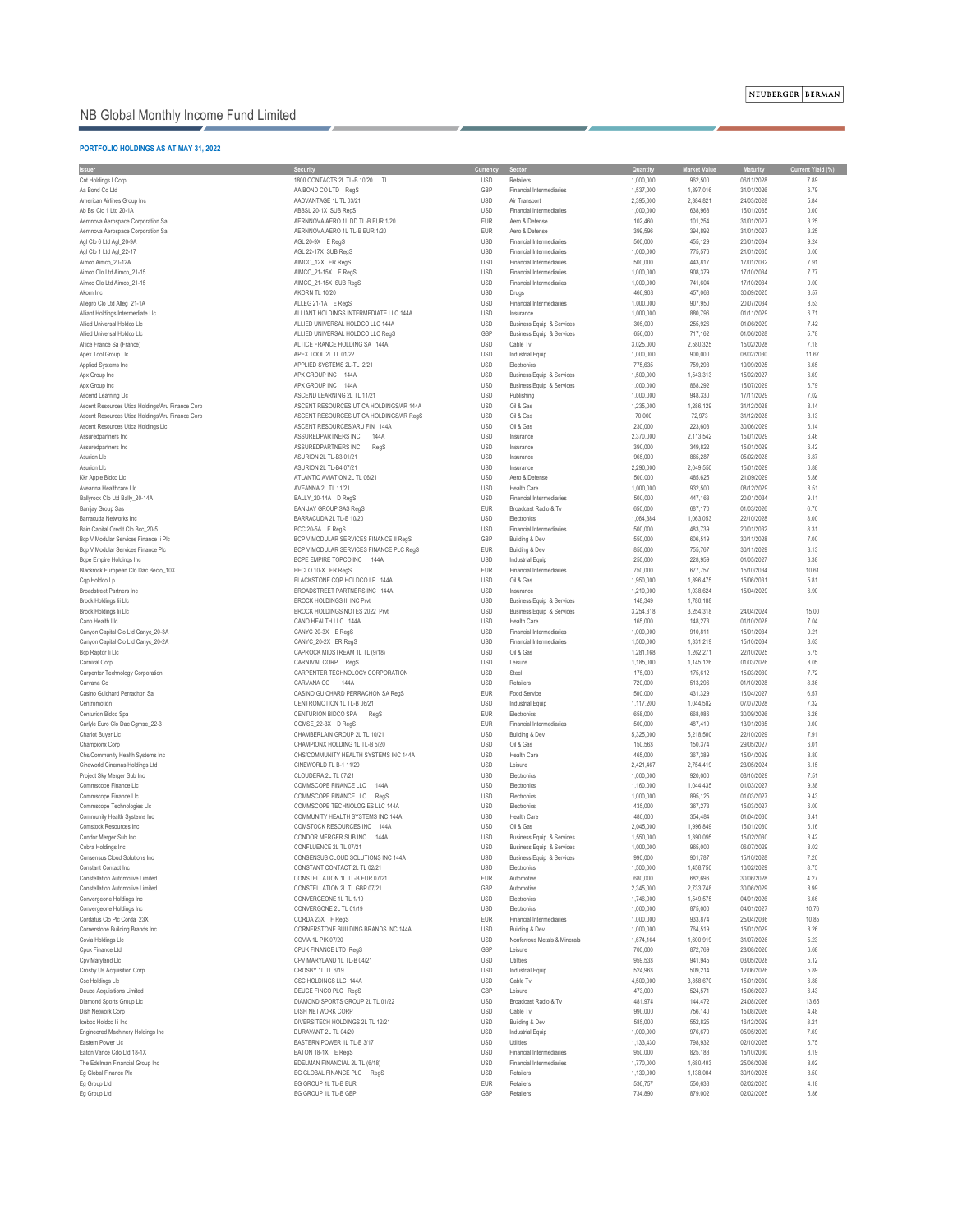# NB Global Monthly Income Fund Limited

**PORTFOLIO HOLDINGS AS AT MAY 31, 2022**

| Issuer | Security | Currency | Sector | Quantity | Market Value | Maturity | Current Yield (%) |
|---|---|---|---|---|---|---|---|
| Cnt Holdings I Corp | 1800 CONTACTS 2L TL-B 10/20 TL | USD | Retailers | 1,000,000 | 962,500 | 06/11/2028 | 7.89 |
| Aa Bond Co Ltd | AA BOND CO LTD RegS | GBP | Financial Intermediaries | 1,537,000 | 1,897,016 | 31/01/2026 | 6.79 |
| American Airlines Group Inc | AADVANTAGE 1L TL 03/21 | USD | Air Transport | 2,395,000 | 2,384,821 | 24/03/2028 | 5.84 |
| Ab Bsl Clo 1 Ltd 20-1A | ABBSL 20-1X SUB RegS | USD | Financial Intermediaries | 1,000,000 | 638,968 | 15/01/2035 | 0.00 |
| Aernnova Aerospace Corporation Sa | AERNNOVA AERO 1L DD TL-B EUR 1/20 | EUR | Aero & Defense | 102,460 | 101,254 | 31/01/2027 | 3.25 |
| Aernnova Aerospace Corporation Sa | AERNNOVA AERO 1L TL-B EUR 1/20 | EUR | Aero & Defense | 399,596 | 394,892 | 31/01/2027 | 3.25 |
| Agl Clo 6 Ltd Agl_20-9A | AGL 20-9X E RegS | USD | Financial Intermediaries | 500,000 | 455,129 | 20/01/2034 | 9.24 |
| Agl Clo 1 Ltd Agl_22-17 | AGL 22-17X SUB RegS | USD | Financial Intermediaries | 1,000,000 | 775,578 | 21/01/2035 | 0.00 |
| Aimco Aimco_20-12A | AIMCO_12X ER RegS | USD | Financial Intermediaries | 500,000 | 443,817 | 17/01/2032 | 7.91 |
| Aimco Clo Ltd Aimco_21-15 | AIMCO_21-15X E RegS | USD | Financial Intermediaries | 1,000,000 | 908,379 | 17/10/2034 | 7.77 |
| Aimco Clo Ltd Aimco_21-15 | AIMCO_21-15X SUB RegS | USD | Financial Intermediaries | 1,000,000 | 741,604 | 17/10/2034 | 0.00 |
| Akorn Inc | AKORN TL 10/20 | USD | Drugs | 460,908 | 457,068 | 30/09/2025 | 8.57 |
| Allegro Clo Ltd Alleg_21-1A | ALLEG 21-1A E RegS | USD | Financial Intermediaries | 1,000,000 | 907,950 | 20/07/2034 | 8.53 |
| Alliant Holdings Intermediate Llc | ALLIANT HOLDINGS INTERMEDIATE LLC 144A | USD | Insurance | 1,000,000 | 880,796 | 01/11/2029 | 6.71 |
| Allied Universal Holdco Llc | ALLIED UNIVERSAL HOLDCO LLC 144A | USD | Business Equip & Services | 305,000 | 255,926 | 01/06/2029 | 7.42 |
| Allied Universal Holdco Llc | ALLIED UNIVERSAL HOLDCO LLC RegS | GBP | Business Equip & Services | 656,000 | 717,162 | 01/06/2028 | 5.78 |
| Altice France Sa (France) | ALTICE FRANCE HOLDING SA 144A | USD | Cable Tv | 3,025,000 | 2,580,325 | 15/02/2028 | 7.18 |
| Apex Tool Group Llc | APEX TOOL 2L TL 01/22 | USD | Industrial Equip | 1,000,000 | 900,000 | 08/02/2030 | 11.67 |
| Applied Systems Inc | APPLIED SYSTEMS 2L-TL 2/21 | USD | Electronics | 775,635 | 759,293 | 19/09/2025 | 6.65 |
| Apx Group Inc | APX GROUP INC 144A | USD | Business Equip & Services | 1,500,000 | 1,543,313 | 15/02/2027 | 6.69 |
| Apx Group Inc | APX GROUP INC 144A | USD | Business Equip & Services | 1,000,000 | 868,292 | 15/07/2029 | 6.79 |
| Ascend Learning Llc | ASCEND LEARNING 2L TL 11/21 | USD | Publishing | 1,000,000 | 948,330 | 17/11/2029 | 7.02 |
| Ascent Resources Utica Holdings/Aru Finance Corp | ASCENT RESOURCES UTICA HOLDINGS/AR 144A | USD | Oil & Gas | 1,235,000 | 1,286,129 | 31/12/2028 | 8.14 |
| Ascent Resources Utica Holdings/Aru Finance Corp | ASCENT RESOURCES UTICA HOLDINGS/AR RegS | USD | Oil & Gas | 70,000 | 72,973 | 31/12/2028 | 8.13 |
| Ascent Resources Utica Holdings Llc | ASCENT RESOURCES/ARU FIN 144A | USD | Oil & Gas | 230,000 | 223,603 | 30/06/2029 | 6.14 |
| Assuredpartners Inc | ASSUREDPARTNERS INC 144A | USD | Insurance | 2,370,000 | 2,113,542 | 15/01/2029 | 6.48 |
| Assuredpartners Inc | ASSUREDPARTNERS INC RegS | USD | Insurance | 390,000 | 349,822 | 15/01/2029 | 6.42 |
| Asurion Llc | ASURION 2L TL-B3 01/21 | USD | Insurance | 965,000 | 865,287 | 05/02/2028 | 6.87 |
| Asurion Llc | ASURION 2L TL-B4 07/21 | USD | Insurance | 2,290,000 | 2,049,550 | 15/01/2029 | 6.88 |
| Kkr Apple Bidco Llc | ATLANTIC AVIATION 2L TL 06/21 | USD | Aero & Defense | 500,000 | 485,625 | 21/09/2029 | 6.86 |
| Aveanna Healthcare Llc | AVEANNA 2L TL 11/21 | USD | Health Care | 1,000,000 | 932,500 | 08/12/2029 | 8.51 |
| Ballyrock Clo Ltd Bally_20-14A | BALLY_20-14A D RegS | USD | Financial Intermediaries | 500,000 | 447,163 | 20/01/2034 | 9.11 |
| Banijay Group Sas | BANIJAY GROUP SAS RegS | EUR | Broadcast Radio & Tv | 650,000 | 687,170 | 01/03/2026 | 6.70 |
| Barracuda Networks Inc | BARRACUDA 2L TL-B 10/20 | USD | Electronics | 1,064,384 | 1,063,053 | 22/10/2028 | 8.00 |
| Bain Capital Credit Clo Bcc_20-5 | BCC 20-5A E RegS | USD | Financial Intermediaries | 500,000 | 483,739 | 20/01/2032 | 8.31 |
| Bcp V Modular Services Finance Ii Plc | BCP V MODULAR SERVICES FINANCE II RegS | GBP | Building & Dev | 550,000 | 606,519 | 30/11/2028 | 7.00 |
| Bcp V Modular Services Finance Plc | BCP V MODULAR SERVICES FINANCE PLC RegS | EUR | Building & Dev | 850,000 | 755,767 | 30/11/2029 | 8.13 |
| Bcpe Empire Holdings Inc | BCPE EMPIRE TOPCO INC 144A | USD | Industrial Equip | 250,000 | 228,959 | 01/05/2027 | 8.38 |
| Blackrock European Clo Dac Beclo_10X | BECLO 10-X FR RegS | EUR | Financial Intermediaries | 750,000 | 677,757 | 15/10/2034 | 10.61 |
| Cqp Holdco Lp | BLACKSTONE CQP HOLDCO LP 144A | USD | Oil & Gas | 1,950,000 | 1,896,475 | 15/06/2031 | 5.81 |
| Broadstreet Partners Inc | BROADSTREET PARTNERS INC 144A | USD | Insurance | 1,210,000 | 1,038,624 | 15/04/2029 | 6.90 |
| Brock Holdings Iii Llc | BROCK HOLDINGS III INC Prvt | USD | Business Equip & Services | 148,349 | 1,780,188 | | |
| Brock Holdings Iii Llc | BROCK HOLDINGS NOTES 2022 Prvt | USD | Business Equip & Services | 3,254,318 | 3,254,318 | 24/04/2024 | 15.00 |
| Cano Health Llc | CANO HEALTH LLC 144A | USD | Health Care | 165,000 | 148,273 | 01/10/2028 | 7.04 |
| Canyon Capital Clo Ltd Canyc_20-3A | CANYC 20-3X E RegS | USD | Financial Intermediaries | 1,000,000 | 910,811 | 15/01/2034 | 9.21 |
| Canyon Capital Clo Ltd Canyc_20-2A | CANYC_20-2X ER RegS | USD | Financial Intermediaries | 1,500,000 | 1,331,219 | 15/10/2034 | 8.63 |
| Bcp Raptor Ii Llc | CAPROCK MIDSTREAM 1L TL (9/18) | USD | Oil & Gas | 1,281,168 | 1,262,271 | 22/10/2025 | 5.75 |
| Carnival Corp | CARNIVAL CORP RegS | USD | Leisure | 1,185,000 | 1,145,126 | 01/03/2026 | 8.05 |
| Carpenter Technology Corporation | CARPENTER TECHNOLOGY CORPORATION | USD | Steel | 175,000 | 175,612 | 15/03/2030 | 7.72 |
| Carvana Co | CARVANA CO 144A | USD | Retailers | 720,000 | 513,296 | 01/10/2028 | 8.36 |
| Casino Guichard Perrachon Sa | CASINO GUICHARD PERRACHON SA RegS | EUR | Food Service | 500,000 | 431,329 | 15/04/2027 | 6.57 |
| Centromotion | CENTROMOTION 1L TL-B 06/21 | USD | Industrial Equip | 1,117,200 | 1,044,582 | 07/07/2028 | 7.32 |
| Centurion Bidco Spa | CENTURION BIDCO SPA RegS | EUR | Electronics | 658,000 | 668,086 | 30/09/2026 | 6.26 |
| Carlyle Euro Clo Dac Cgmse_22-3 | CGMSE_22-3X D RegS | EUR | Financial Intermediaries | 500,000 | 487,419 | 13/01/2035 | 9.00 |
| Chariot Buyer Llc | CHAMBERLAIN GROUP 2L TL 10/21 | USD | Building & Dev | 5,325,000 | 5,218,500 | 22/10/2029 | 7.91 |
| Championx Corp | CHAMPIONX HOLDING 1L TL-B 5/20 | USD | Oil & Gas | 150,563 | 150,374 | 29/05/2027 | 6.01 |
| Chs/Community Health Systems Inc | CHS/COMMUNITY HEALTH SYSTEMS INC 144A | USD | Health Care | 465,000 | 367,389 | 15/04/2029 | 8.80 |
| Cineworld Cinemas Holdings Ltd | CINEWORLD TL B-1 11/20 | USD | Leisure | 2,421,467 | 2,754,419 | 23/05/2024 | 6.15 |
| Project Sky Merger Sub Inc | CLOUDERA 2L TL 07/21 | USD | Electronics | 1,000,000 | 920,000 | 08/10/2029 | 7.51 |
| Commscope Finance Llc | COMMSCOPE FINANCE LLC 144A | USD | Electronics | 1,160,000 | 1,044,435 | 01/03/2027 | 9.38 |
| Commscope Finance Llc | COMMSCOPE FINANCE LLC RegS | USD | Electronics | 1,000,000 | 895,125 | 01/03/2027 | 9.43 |
| Commscope Technologies Llc | COMMSCOPE TECHNOLOGIES LLC 144A | USD | Electronics | 435,000 | 367,273 | 15/03/2027 | 6.00 |
| Community Health Systems Inc | COMMUNITY HEALTH SYSTEMS INC 144A | USD | Health Care | 480,000 | 354,484 | 01/04/2030 | 8.41 |
| Comstock Resources Inc | COMSTOCK RESOURCES INC 144A | USD | Oil & Gas | 2,045,000 | 1,996,849 | 15/01/2030 | 6.16 |
| Condor Merger Sub Inc | CONDOR MERGER SUB INC 144A | USD | Business Equip & Services | 1,550,000 | 1,390,095 | 15/02/2030 | 8.42 |
| Cobra Holdings Inc | CONFLUENCE 2L TL 07/21 | USD | Business Equip & Services | 1,000,000 | 965,000 | 06/07/2029 | 8.02 |
| Consensus Cloud Solutions Inc | CONSENSUS CLOUD SOLUTIONS INC 144A | USD | Business Equip & Services | 990,000 | 901,787 | 15/10/2028 | 7.20 |
| Constant Contact Inc | CONSTANT CONTACT 2L TL 02/21 | USD | Electronics | 1,500,000 | 1,458,750 | 10/02/2029 | 8.75 |
| Constellation Automotive Limited | CONSTELLATION 1L TL-B EUR 07/21 | EUR | Automotive | 680,000 | 682,696 | 30/06/2028 | 4.27 |
| Constellation Automotive Limited | CONSTELLATION 2L TL GBP 07/21 | GBP | Automotive | 2,345,000 | 2,733,748 | 30/06/2029 | 8.99 |
| Convergeone Holdings Inc | CONVERGEONE 1L TL 1/19 | USD | Electronics | 1,746,000 | 1,549,575 | 04/01/2026 | 6.66 |
| Convergeone Holdings Inc | CONVERGONE 2L TL 01/19 | USD | Electronics | 1,000,000 | 875,000 | 04/01/2027 | 10.76 |
| Cordatus Clo Plc Corda_23X | CORDA 23X F RegS | EUR | Financial Intermediaries | 1,000,000 | 933,874 | 25/04/2036 | 10.85 |
| Cornerstone Building Brands Inc | CORNERSTONE BUILDING BRANDS INC 144A | USD | Building & Dev | 1,000,000 | 764,519 | 15/01/2029 | 8.26 |
| Covia Holdings Llc | COVIA 1L PIK 07/20 | USD | Nonferrous Metals & Minerals | 1,674,164 | 1,600,919 | 31/07/2026 | 5.23 |
| Cpuk Finance Ltd | CPUK FINANCE LTD RegS | GBP | Leisure | 700,000 | 872,769 | 28/08/2026 | 6.68 |
| Cpv Maryland Llc | CPV MARYLAND 1L TL-B 04/21 | USD | Utilities | 959,533 | 941,945 | 03/05/2028 | 5.12 |
| Crosby Us Acquisition Corp | CROSBY 1L TL 6/19 | USD | Industrial Equip | 524,963 | 509,214 | 12/06/2026 | 5.89 |
| Csc Holdings Llc | CSC HOLDINGS LLC 144A | USD | Cable Tv | 4,500,000 | 3,858,670 | 15/01/2030 | 6.88 |
| Deuce Acquisitions Limited | DEUCE FINCO PLC RegS | GBP | Leisure | 473,000 | 524,571 | 15/06/2027 | 6.43 |
| Diamond Sports Group Llc | DIAMOND SPORTS GROUP 2L TL 01/22 | USD | Broadcast Radio & Tv | 481,974 | 144,472 | 24/08/2026 | 13.65 |
| Dish Network Corp | DISH NETWORK CORP | USD | Cable Tv | 990,000 | 756,140 | 15/08/2026 | 4.48 |
| Icebox Holdco Iii Inc | DIVERSITECH HOLDINGS 2L TL 12/21 | USD | Building & Dev | 585,000 | 552,825 | 16/12/2029 | 8.21 |
| Engineered Machinery Holdings Inc | DURAVANT 2L TL 04/20 | USD | Industrial Equip | 1,000,000 | 976,670 | 05/05/2029 | 7.69 |
| Eastern Power Llc | EASTERN POWER 1L TL-B 3/17 | USD | Utilities | 1,133,430 | 798,932 | 02/10/2025 | 6.75 |
| Eaton Vance Cdo Ltd 18-1X | EATON 18-1X E RegS | USD | Financial Intermediaries | 950,000 | 825,188 | 15/10/2030 | 8.19 |
| The Edelman Financial Group Inc | EDELMAN FINANCIAL 2L TL (6/18) | USD | Financial Intermediaries | 1,770,000 | 1,680,403 | 25/06/2026 | 8.02 |
| Eg Global Finance Plc | EG GLOBAL FINANCE PLC RegS | USD | Retailers | 1,130,000 | 1,138,004 | 30/10/2025 | 8.50 |
| Eg Group Ltd | EG GROUP 1L TL-B EUR | EUR | Retailers | 536,757 | 550,638 | 02/02/2025 | 4.18 |
| Eg Group Ltd | EG GROUP 1L TL-B GBP | GBP | Retailers | 734,890 | 879,002 | 02/02/2025 | 5.86 |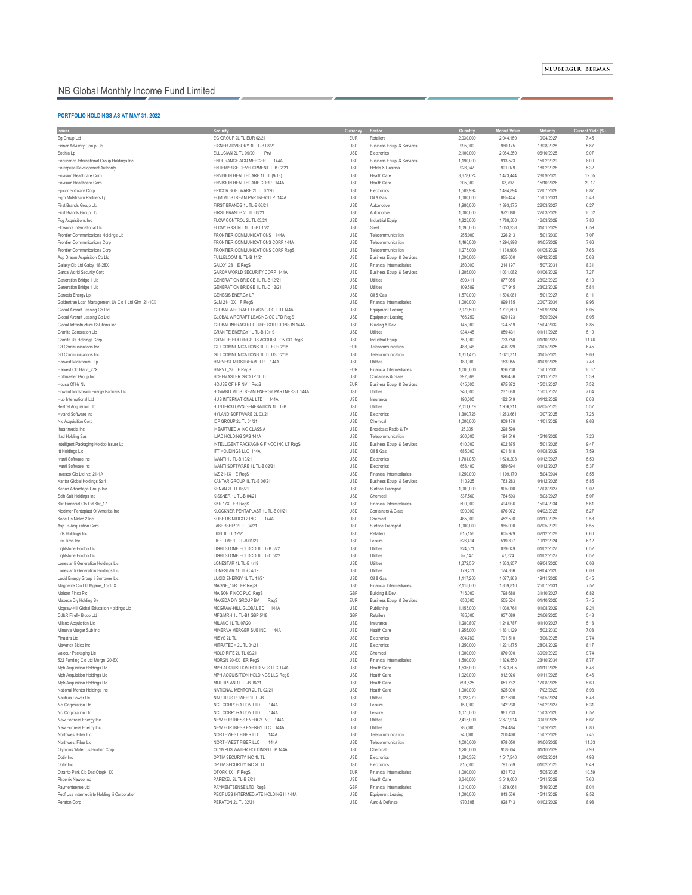# NB Global Monthly Income Fund Limited

**PORTFOLIO HOLDINGS AS AT MAY 31, 2022**

| Issuer | Security | Currency | Sector | Quantity | Market Value | Maturity | Current Yield (%) |
|---|---|---|---|---|---|---|---|
| Eg Group Ltd | EG GROUP 2L TL EUR 02/21 | EUR | Retailers | 2,030,000 | 2,044,159 | 10/04/2027 | 7.45 |
| Eisner Advisory Group Llc | EISNER ADVISORY 1L TL-B 08/21 | USD | Business Equip & Services | 995,000 | 960,175 | 13/08/2028 | 5.87 |
| Sophia Lp | ELLUCIAN 2L TL 09/20 Prvt | USD | Electronics | 2,100,000 | 2,084,250 | 06/10/2028 | 9.07 |
| Endurance International Group Holdings Inc | ENDURANCE ACQ MERGER 144A | USD | Business Equip & Services | 1,190,000 | 913,523 | 15/02/2029 | 8.00 |
| Enterprise Development Authority | ENTERPRISE DEVELOPMENT TLB 02/21 | USD | Hotels & Casinos | 928,947 | 901,079 | 18/02/2028 | 5.32 |
| Envision Healthcare Corp | ENVISION HEALTHCARE 1L TL (9/18) | USD | Health Care | 3,678,624 | 1,423,444 | 28/09/2025 | 12.05 |
| Envision Healthcare Corp | ENVISION HEALTHCARE CORP 144A | USD | Health Care | 205,000 | 63,792 | 15/10/2026 | 29.17 |
| Epicor Software Corp | EPICOR SOFTWARE 2L TL 07/20 | USD | Electronics | 1,509,994 | 1,494,894 | 22/07/2028 | 8.87 |
| Eqm Midstream Partners Lp | EQM MIDSTREAM PARTNERS LP 144A | USD | Oil & Gas | 1,000,000 | 885,444 | 15/01/2031 | 5.48 |
| First Brands Group Llc | FIRST BRANDS 1L TL-B 03/21 | USD | Automotive | 1,980,000 | 1,893,375 | 22/03/2027 | 6.27 |
| First Brands Group Llc | FIRST BRANDS 2L TL 03/21 | USD | Automotive | 1,000,000 | 972,080 | 22/03/2028 | 10.02 |
| Fcg Acquisitions Inc | FLOW CONTROL 2L TL 03/21 | USD | Industrial Equip | 1,825,000 | 1,788,500 | 16/03/2029 | 7.80 |
| Floworks International Llc | FLOWORKS INT 1L TL-B 01/22 | USD | Steel | 1,095,000 | 1,053,938 | 31/01/2029 | 6.59 |
| Frontier Communications Holdings Llc | FRONTIER COMMUNICATIONS 144A | USD | Telecommunication | 255,000 | 226,213 | 15/01/2030 | 7.07 |
| Frontier Communications Corp | FRONTIER COMMUNICATIONS CORP 144A | USD | Telecommunication | 1,460,000 | 1,294,998 | 01/05/2029 | 7.66 |
| Frontier Communications Corp | FRONTIER COMMUNICATIONS CORP RegS | USD | Telecommunication | 1,275,000 | 1,130,906 | 01/05/2029 | 7.68 |
| Asp Dream Acquisition Co Llc | FULLBLOOM 1L TL-B 11/21 | USD | Business Equip & Services | 1,000,000 | 955,000 | 09/12/2028 | 5.68 |
| Galaxy Clo Ltd Galxy_18-28X | GALXY_28 E RegS | USD | Financial Intermediaries | 250,000 | 214,197 | 15/07/2031 | 8.31 |
| Garda World Security Corp | GARDA WORLD SECURITY CORP 144A | USD | Business Equip & Services | 1,205,000 | 1,031,082 | 01/06/2029 | 7.27 |
| Generation Bridge Ii Llc | GENERATION BRIDGE 1L TL-B 12/21 | USD | Utilities | 890,411 | 877,055 | 23/02/2029 | 6.10 |
| Generation Bridge Ii Llc | GENERATION BRIDGE 1L TL-C 12/21 | USD | Utilities | 109,589 | 107,945 | 23/02/2029 | 5.84 |
| Genesis Energy Lp | GENESIS ENERGY LP | USD | Oil & Gas | 1,570,000 | 1,596,081 | 15/01/2027 | 8.11 |
| Goldentree Loan Management Us Clo 1 Ltd Glm_21-10X | GLM 21-10X F RegS | USD | Financial Intermediaries | 1,000,000 | 899,185 | 20/07/2034 | 9.96 |
| Global Aircraft Leasing Co Ltd | GLOBAL AIRCRAFT LEASING CO LTD 144A | USD | Equipment Leasing | 2,072,500 | 1,701,609 | 15/09/2024 | 8.05 |
| Global Aircraft Leasing Co Ltd | GLOBAL AIRCRAFT LEASING CO LTD RegS | USD | Equipment Leasing | 766,250 | 629,123 | 15/09/2024 | 8.05 |
| Global Infrastructure Solutions Inc | GLOBAL INFRASTRUCTURE SOLUTIONS IN 144A | USD | Building & Dev | 145,000 | 124,519 | 15/04/2032 | 8.85 |
| Granite Generation Llc | GRANITE ENERGY 1L TL-B 10/19 | USD | Utilities | 934,448 | 859,431 | 01/11/2026 | 5.19 |
| Granite Us Holdings Corp | GRANITE HOLDINGS US ACQUISITION CO RegS | USD | Industrial Equip | 750,000 | 733,750 | 01/10/2027 | 11.46 |
| Gtt Communications Inc | GTT COMMUNICATIONS 1L TL EUR 2/18 | EUR | Telecommunication | 489,946 | 426,229 | 31/05/2025 | 6.45 |
| Gtt Communications Inc | GTT COMMUNICATIONS 1L TL USD 2/18 | USD | Telecommunication | 1,311,475 | 1,021,311 | 31/05/2025 | 9.63 |
| Harvest Midstream I Lp | HARVEST MIDSTREAM I LP 144A | USD | Utilities | 180,000 | 183,955 | 01/09/2028 | 7.48 |
| Harvest Clo Harvt_27X | HARVT_27 F RegS | EUR | Financial Intermediaries | 1,000,000 | 936,738 | 15/01/2035 | 10.67 |
| Hoffmaster Group Inc | HOFFMASTER GROUP 1L TL | USD | Containers & Glass | 997,368 | 926,436 | 23/11/2023 | 5.39 |
| House Of Hr Nv | HOUSE OF HR NV RegS | EUR | Business Equip & Services | 615,000 | 675,372 | 15/01/2027 | 7.52 |
| Howard Midstream Energy Partners Llc | HOWARD MIDSTREAM ENERGY PARTNERS L 144A | USD | Utilities | 240,000 | 237,688 | 15/01/2027 | 7.04 |
| Hub International Ltd | HUB INTERNATIONAL LTD 144A | USD | Insurance | 190,000 | 182,519 | 01/12/2029 | 6.03 |
| Kestrel Acquisition Llc | HUNTERSTOWN GENERATION 1L TL-B | USD | Utilities | 2,011,679 | 1,906,911 | 02/05/2025 | 5.57 |
| Hyland Software Inc | HYLAND SOFTWARE 2L 03/21 | USD | Electronics | 1,300,726 | 1,283,661 | 10/07/2025 | 7.26 |
| Nic Acquisition Corp | ICP GROUP 2L TL 01/21 | USD | Chemical | 1,000,000 | 909,170 | 14/01/2029 | 9.63 |
| Iheartmedia Inc | IHEARTMEDIA INC CLASS A | USD | Broadcast Radio & Tv | 25,305 | 298,599 | | |
| Iliad Holding Sas | ILIAD HOLDING SAS 144A | USD | Telecommunication | 200,000 | 194,516 | 15/10/2028 | 7.26 |
| Intelligent Packaging Holdco Issuer Lp | INTELLIGENT PACKAGING FINCO INC LT RegS | USD | Business Equip & Services | 610,000 | 602,375 | 15/01/2026 | 9.47 |
| Itt Holdings Llc | ITT HOLDINGS LLC 144A | USD | Oil & Gas | 685,000 | 601,818 | 01/08/2029 | 7.59 |
| Ivanti Software Inc | IVANTI 1L TL-B 10/21 | USD | Electronics | 1,781,050 | 1,620,203 | 01/12/2027 | 5.50 |
| Ivanti Software Inc | IVANTI SOFTWARE 1L TL-B 02/21 | USD | Electronics | 653,400 | 589,694 | 01/12/2027 | 5.37 |
| Invesco Clo Ltd Ivz_21-1A | IVZ 21-1X E RegS | USD | Financial Intermediaries | 1,250,000 | 1,109,179 | 15/04/2034 | 8.55 |
| Kantar Global Holdings Sarl | KANTAR GROUP 1L TL-B 06/21 | USD | Business Equip & Services | 810,925 | 763,283 | 04/12/2026 | 5.85 |
| Kenan Advantage Group Inc | KENAN 2L TL 08/21 | USD | Surface Transport | 1,000,000 | 905,000 | 17/08/2027 | 9.02 |
| Scih Salt Holdings Inc | KISSNER 1L TL-B 04/21 | USD | Chemical | 837,560 | 784,693 | 16/03/2027 | 5.07 |
| Kkr Financial Clo Ltd Kkr_17 | KKR 17X ER RegS | USD | Financial Intermediaries | 500,000 | 494,936 | 15/04/2034 | 8.61 |
| Klockner Pentaplast Of America Inc | KLOCKNER PENTAPLAST 1L TL-B 01/21 | USD | Containers & Glass | 990,000 | 876,972 | 04/02/2026 | 6.27 |
| Kobe Us Midco 2 Inc | KOBE US MIDCO 2 INC 144A | USD | Chemical | 465,000 | 452,598 | 01/11/2026 | 9.58 |
| Asp Ls Acquisition Corp | LASERSHIP 2L TL 04/21 | USD | Surface Transport | 1,000,000 | 965,000 | 07/05/2029 | 8.55 |
| Lids Holdings Inc | LIDS 1L TL 12/21 | USD | Retailers | 615,156 | 605,929 | 02/12/2026 | 6.60 |
| Life Time Inc | LIFE TIME 1L TL-B 01/21 | USD | Leisure | 526,414 | 519,307 | 19/12/2024 | 6.12 |
| Lightstone Holdco Llc | LIGHTSTONE HOLDCO 1L TL-B 5/22 | USD | Utilities | 924,571 | 839,049 | 01/02/2027 | 6.52 |
| Lightstone Holdco Llc | LIGHTSTONE HOLDCO 1L TL-C 5/22 | USD | Utilities | 52,147 | 47,324 | 01/02/2027 | 6.52 |
| Lonestar Ii Generation Holdings Llc | LONESTAR 1L TL-B 4/19 | USD | Utilities | 1,372,554 | 1,333,957 | 09/04/2026 | 6.08 |
| Lonestar Ii Generation Holdings Llc | LONESTAR 1L TL-C 4/19 | USD | Utilities | 179,411 | 174,366 | 09/04/2026 | 6.08 |
| Lucid Energy Group Ii Borrower Llc | LUCID ENERGY 1L TL 11/21 | USD | Oil & Gas | 1,117,200 | 1,077,863 | 19/11/2028 | 5.45 |
| Magnetite Clo Ltd Mgane_15-15X | MAGNE_15R ER RegS | USD | Financial Intermediaries | 2,115,000 | 1,809,810 | 25/07/2031 | 7.52 |
| Maison Finco Plc | MAISON FINCO PLC RegS | GBP | Building & Dev | 716,000 | 798,688 | 31/10/2027 | 6.82 |
| Maxeda Diy Holding Bv | MAXEDA DIY GROUP BV RegS | EUR | Business Equip & Services | 650,000 | 555,524 | 01/10/2026 | 7.45 |
| Mcgraw-Hill Global Education Holdings Llc | MCGRAW-HILL GLOBAL ED 144A | USD | Publishing | 1,155,000 | 1,030,764 | 01/08/2029 | 9.24 |
| Cd&R Firefly Bidco Ltd | MFG/MRH 1L TL-B1 GBP 5/18 | GBP | Retailers | 785,000 | 937,089 | 21/06/2025 | 5.48 |
| Milano Acquisition Llc | MILANO 1L TL 07/20 | USD | Insurance | 1,280,807 | 1,248,787 | 01/10/2027 | 5.13 |
| Minerva Merger Sub Inc | MINERVA MERGER SUB INC 144A | USD | Health Care | 1,955,000 | 1,831,129 | 15/02/2030 | 7.08 |
| Finastra Ltd | MISYS 2L TL | USD | Electronics | 804,789 | 701,510 | 13/06/2025 | 9.74 |
| Maverick Bidco Inc | MITRATECH 2L TL 04/21 | USD | Electronics | 1,250,000 | 1,221,875 | 28/04/2029 | 8.17 |
| Valcour Packaging Llc | MOLD RITE 2L TL 09/21 | USD | Chemical | 1,000,000 | 870,000 | 30/09/2029 | 9.74 |
| 522 Funding Clo Ltd Morgn_20-6X | MORGN 20-6X ER RegS | USD | Financial Intermediaries | 1,500,000 | 1,326,550 | 23/10/2034 | 8.77 |
| Mph Acquisition Holdings Llc | MPH ACQUISITION HOLDINGS LLC 144A | USD | Health Care | 1,535,000 | 1,373,505 | 01/11/2028 | 6.46 |
| Mph Acquisition Holdings Llc | MPH ACQUISITION HOLDINGS LLC RegS | USD | Health Care | 1,020,000 | 912,926 | 01/11/2028 | 6.46 |
| Mph Acquisition Holdings Llc | MULTIPLAN 1L TL-B 08/21 | USD | Health Care | 691,525 | 651,762 | 17/08/2028 | 5.60 |
| National Mentor Holdings Inc | NATIONAL MENTOR 2L TL 02/21 | USD | Health Care | 1,000,000 | 925,000 | 17/02/2029 | 8.93 |
| Nautilus Power Llc | NAUTILUS POWER 1L TL-B | USD | Utilities | 1,028,270 | 837,690 | 16/05/2024 | 6.48 |
| Ncl Corporation Ltd | NCL CORPORATION LTD 144A | USD | Leisure | 150,000 | 142,238 | 15/02/2027 | 6.31 |
| Ncl Corporation Ltd | NCL CORPORATION LTD 144A | USD | Leisure | 1,075,000 | 981,733 | 15/03/2026 | 6.52 |
| New Fortress Energy Inc | NEW FORTRESS ENERGY INC 144A | USD | Utilities | 2,415,000 | 2,377,914 | 30/09/2026 | 6.67 |
| New Fortress Energy Inc | NEW FORTRESS ENERGY LLC 144A | USD | Utilities | 285,000 | 284,484 | 15/09/2025 | 6.86 |
| Northwest Fiber Llc | NORTHWEST FIBER LLC 144A | USD | Telecommunication | 240,000 | 200,400 | 15/02/2028 | 7.45 |
| Northwest Fiber Llc | NORTHWEST FIBER LLC 144A | USD | Telecommunication | 1,000,000 | 978,050 | 01/06/2028 | 11.63 |
| Olympus Water Us Holding Corp | OLYMPUS WATER HOLDINGS I LP 144A | USD | Chemical | 1,200,000 | 958,604 | 01/10/2029 | 7.93 |
| Optiv Inc | OPTIV SECURITY INC 1L TL | USD | Electronics | 1,600,352 | 1,547,540 | 01/02/2024 | 4.93 |
| Optiv Inc | OPTIV SECURITY INC 2L TL | USD | Electronics | 815,000 | 791,569 | 01/02/2025 | 8.49 |
| Otranto Park Clo Dac Otopk_1X | OTOPK 1X F RegS | EUR | Financial Intermediaries | 1,000,000 | 931,702 | 15/05/2035 | 10.59 |
| Phoenix Newco Inc | PAREXEL 2L TL-B 7/21 | USD | Health Care | 3,640,000 | 3,549,000 | 15/11/2029 | 7.60 |
| Paymentsense Ltd | PAYMENTSENSE LTD RegS | GBP | Financial Intermediaries | 1,010,000 | 1,279,064 | 15/10/2025 | 8.04 |
| Pecf Uss Intermediate Holding Iii Corporation | PECF USS INTERMEDIATE HOLDING III 144A | USD | Equipment Leasing | 1,000,000 | 843,556 | 15/11/2029 | 9.52 |
| Peraton Corp | PERATON 2L TL 02/21 | USD | Aero & Defense | 970,808 | 928,743 | 01/02/2029 | 8.98 |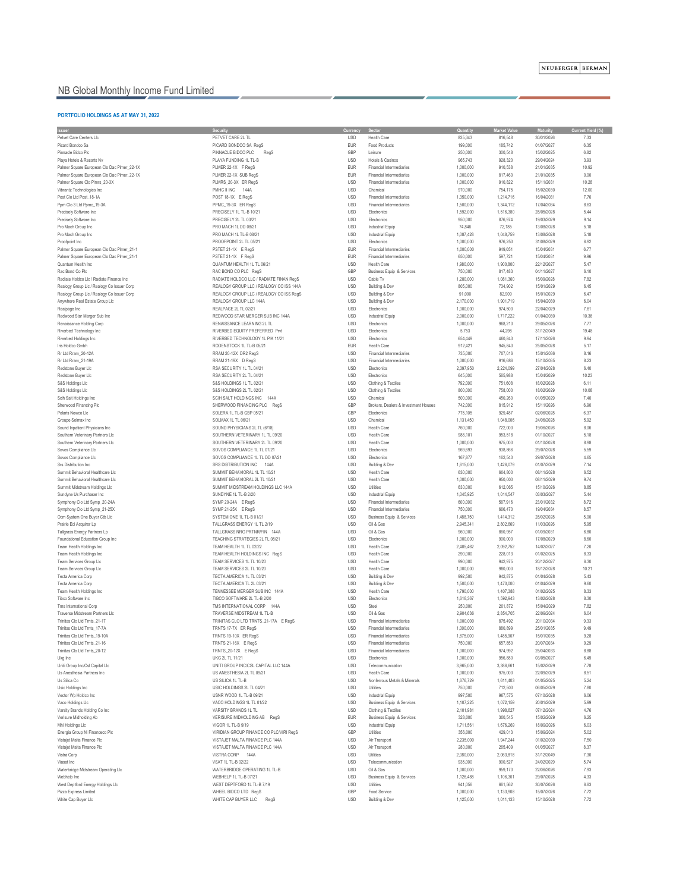# NB Global Monthly Income Fund Limited

**PORTFOLIO HOLDINGS AS AT MAY 31, 2022**

| Issuer | Security | Currency | Sector | Quantity | Market Value | Maturity | Current Yield (%) |
|---|---|---|---|---|---|---|---|
| Petvet Care Centers Llc | PETVET CARE 2L TL | USD | Health Care | 835,343 | 816,548 | 30/01/2026 | 7.33 |
| Picard Bondco Sa | PICARD BONDCO SA RegS | EUR | Food Products | 199,000 | 185,742 | 01/07/2027 | 6.35 |
| Pinnacle Bidco Plc | PINNACLE BIDCO PLC RegS | GBP | Leisure | 250,000 | 300,548 | 15/02/2025 | 6.82 |
| Playa Hotels & Resorts Nv | PLAYA FUNDING 1L TL-B | USD | Hotels & Casinos | 965,743 | 928,320 | 29/04/2024 | 3.93 |
| Palmer Square European Clo Dac Plmer_22-1X | PLMER 22-1X F RegS | EUR | Financial Intermediaries | 1,000,000 | 910,538 | 21/01/2035 | 10.92 |
| Palmer Square European Clo Dac Plmer_22-1X | PLMER 22-1X SUB RegS | EUR | Financial Intermediaries | 1,000,000 | 817,460 | 21/01/2035 | 0.00 |
| Palmer Square Clo Plmrs_20-3X | PLMRS_20-3X ER RegS | USD | Financial Intermediaries | 1,000,000 | 910,822 | 15/11/2031 | 10.28 |
| Vibrantz Technologies Inc | PMHC II INC 144A | USD | Chemical | 970,000 | 754,175 | 15/02/2030 | 12.00 |
| Post Clo Ltd Post_18-1A | POST 18-1X E RegS | USD | Financial Intermediaries | 1,350,000 | 1,214,716 | 16/04/2031 | 7.76 |
| Ppm Clo 3 Ltd Ppmc_19-3A | PPMC_19-3X ER RegS | USD | Financial Intermediaries | 1,500,000 | 1,344,112 | 17/04/2034 | 8.63 |
| Precisely Software Inc | PRECISELY 1L TL-B 10/21 | USD | Electronics | 1,592,000 | 1,516,380 | 28/05/2028 | 5.44 |
| Precisely Software Inc | PRECISELY 2L TL 03/21 | USD | Electronics | 950,000 | 876,974 | 19/03/2029 | 9.14 |
| Pro Mach Group Inc | PRO MACH 1L DD 08/21 | USD | Industrial Equip | 74,846 | 72,185 | 13/08/2028 | 5.18 |
| Pro Mach Group Inc | PRO MACH 1L TL-B 08/21 | USD | Industrial Equip | 1,087,428 | 1,048,759 | 13/08/2028 | 5.18 |
| Proofpoint Inc | PROOFPOINT 2L TL 05/21 | USD | Electronics | 1,000,000 | 976,250 | 31/08/2029 | 6.92 |
| Palmer Square European Clo Dac Plmer_21-1 | PSTET 21-1X E RegS | EUR | Financial Intermediaries | 1,000,000 | 949,051 | 15/04/2031 | 6.77 |
| Palmer Square European Clo Dac Plmer_21-1 | PSTET 21-1X F RegS | EUR | Financial Intermediaries | 650,000 | 597,721 | 15/04/2031 | 9.96 |
| Quantum Health Inc | QUANTUM HEALTH 1L TL 08/21 | USD | Health Care | 1,980,000 | 1,900,800 | 22/12/2027 | 5.47 |
| Rac Bond Co Plc | RAC BOND CO PLC RegS | GBP | Business Equip & Services | 750,000 | 817,483 | 04/11/2027 | 6.10 |
| Radiate Holdco Llc / Radiate Finance Inc | RADIATE HOLDCO LLC / RADIATE FINAN RegS | USD | Cable Tv | 1,280,000 | 1,081,360 | 15/09/2028 | 7.82 |
| Realogy Group Llc / Realogy Co Issuer Corp | REALOGY GROUP LLC / REALOGY CO ISS 144A | USD | Building & Dev | 805,000 | 734,902 | 15/01/2029 | 6.45 |
| Realogy Group Llc / Realogy Co Issuer Corp | REALOGY GROUP LLC / REALOGY CO ISS RegS | USD | Building & Dev | 91,000 | 82,909 | 15/01/2029 | 6.47 |
| Anywhere Real Estate Group Llc | REALOGY GROUP LLC 144A | USD | Building & Dev | 2,170,000 | 1,901,719 | 15/04/2030 | 6.04 |
| Realpage Inc | REALPAGE 2L TL 02/21 | USD | Electronics | 1,000,000 | 974,500 | 22/04/2029 | 7.61 |
| Redwood Star Merger Sub Inc | REDWOOD STAR MERGER SUB INC 144A | USD | Industrial Equip | 2,000,000 | 1,717,222 | 01/04/2030 | 10.36 |
| Renaissance Holding Corp | RENAISSANCE LEARNING 2L TL | USD | Electronics | 1,000,000 | 968,210 | 29/05/2026 | 7.77 |
| Riverbed Technology Inc | RIVERBED EQUITY PREFERRED Prvt | USD | Electronics | 5,753 | 44,298 | 31/12/2049 | 19.48 |
| Riverbed Holdings Inc | RIVERBED TECHNOLOGY 1L PIK 11/21 | USD | Electronics | 654,449 | 480,843 | 17/11/2026 | 9.94 |
| Iris Holdco Gmbh | RODENSTOCK 1L TL-B 05/21 | EUR | Health Care | 912,421 | 945,840 | 25/05/2028 | 5.17 |
| Rr Ltd Rram_20-12A | RRAM 20-12X DR2 RegS | USD | Financial Intermediaries | 735,000 | 707,016 | 15/01/2036 | 8.16 |
| Rr Ltd Rram_21-19A | RRAM 21-19X D RegS | USD | Financial Intermediaries | 1,000,000 | 916,686 | 15/10/2035 | 8.23 |
| Redstone Buyer Llc | RSA SECURITY 1L TL 04/21 | USD | Electronics | 2,397,950 | 2,224,099 | 27/04/2028 | 6.40 |
| Redstone Buyer Llc | RSA SECURITY 2L TL 04/21 | USD | Electronics | 645,000 | 565,988 | 15/04/2029 | 10.23 |
| S&S Holdings Llc | S&S HOLDINGS 1L TL 02/21 | USD | Clothing & Textiles | 792,000 | 751,608 | 18/02/2028 | 6.11 |
| S&S Holdings Llc | S&S HOLDINGS 2L TL 02/21 | USD | Clothing & Textiles | 800,000 | 758,000 | 18/02/2029 | 10.08 |
| Scih Salt Holdings Inc | SCIH SALT HOLDINGS INC 144A | USD | Chemical | 500,000 | 450,260 | 01/05/2029 | 7.40 |
| Sherwood Financing Plc | SHERWOOD FINANCING PLC RegS | GBP | Brokers, Dealers & Investment Houses | 742,000 | 815,912 | 15/11/2026 | 6.90 |
| Polaris Newco Llc | SOLERA 1L TL-B GBP 05/21 | GBP | Electronics | 775,105 | 929,487 | 02/06/2028 | 6.37 |
| Groupe Solmax Inc | SOLMAX 1L TL 06/21 | USD | Chemical | 1,131,450 | 1,048,006 | 24/06/2028 | 5.92 |
| Sound Inpatient Physicians Inc | SOUND PHYSICIANS 2L TL (6/18) | USD | Health Care | 760,000 | 722,000 | 19/06/2026 | 8.06 |
| Southern Veterinary Partners Llc | SOUTHERN VETERINARY 1L TL 09/20 | USD | Health Care | 988,101 | 953,518 | 01/10/2027 | 5.18 |
| Southern Veterinary Partners Llc | SOUTHERN VETERINARY 2L TL 09/20 | USD | Health Care | 1,000,000 | 975,000 | 01/10/2028 | 8.98 |
| Sovos Compliance Llc | SOVOS COMPLIANCE 1L TL 07/21 | USD | Electronics | 969,693 | 938,866 | 29/07/2028 | 5.59 |
| Sovos Compliance Llc | SOVOS COMPLIANCE 1L TL DD 07/21 | USD | Electronics | 167,877 | 162,540 | 29/07/2028 | 4.65 |
| Srs Distribution Inc | SRS DISTRIBUTION INC 144A | USD | Building & Dev | 1,615,000 | 1,426,079 | 01/07/2029 | 7.14 |
| Summit Behavioral Healthcare Llc | SUMMIT BEHAVIORAL 1L TL 10/21 | USD | Health Care | 630,000 | 604,800 | 08/11/2028 | 6.52 |
| Summit Behavioral Healthcare Llc | SUMMIT BEHAVIORAL 2L TL 10/21 | USD | Health Care | 1,000,000 | 950,000 | 08/11/2029 | 9.74 |
| Summit Midstream Holdings Llc | SUMMIT MIDSTREAM HOLDINGS LLC 144A | USD | Utilities | 630,000 | 612,065 | 15/10/2026 | 8.85 |
| Sundyne Us Purchaser Inc | SUNDYNE 1L TL-B 2/20 | USD | Industrial Equip | 1,045,925 | 1,014,547 | 03/03/2027 | 5.44 |
| Symphony Clo Ltd Symp_20-24A | SYMP 20-24A E RegS | USD | Financial Intermediaries | 600,000 | 567,916 | 23/01/2032 | 8.72 |
| Symphony Clo Ltd Symp_21-25X | SYMP 21-25X E RegS | USD | Financial Intermediaries | 750,000 | 666,470 | 19/04/2034 | 8.57 |
| Ocm System One Buyer Ctb Llc | SYSTEM ONE 1L TL-B 01/21 | USD | Business Equip & Services | 1,488,750 | 1,414,312 | 28/02/2028 | 5.00 |
| Prairie Eci Acquiror Lp | TALLGRASS ENERGY 1L TL 2/19 | USD | Oil & Gas | 2,945,341 | 2,802,669 | 11/03/2026 | 5.95 |
| Tallgrass Energy Partners Lp | TALLGRASS NRG PRTNR/FIN 144A | USD | Oil & Gas | 960,000 | 860,957 | 01/09/2031 | 6.80 |
| Foundational Education Group Inc | TEACHING STRATEGIES 2L TL 08/21 | USD | Electronics | 1,000,000 | 900,000 | 17/08/2029 | 8.60 |
| Team Health Holdings Inc | TEAM HEALTH 1L TL 02/22 | USD | Health Care | 2,405,462 | 2,092,752 | 14/02/2027 | 7.20 |
| Team Health Holdings Inc | TEAM HEALTH HOLDINGS INC RegS | USD | Health Care | 290,000 | 228,013 | 01/02/2025 | 8.33 |
| Team Services Group Llc | TEAM SERVICES 1L TL 10/20 | USD | Health Care | 990,000 | 942,975 | 20/12/2027 | 6.30 |
| Team Services Group Llc | TEAM SERVICES 2L TL 10/20 | USD | Health Care | 1,000,000 | 980,000 | 18/12/2028 | 10.21 |
| Tecta America Corp | TECTA AMERICA 1L TL 03/21 | USD | Building & Dev | 992,500 | 942,875 | 01/04/2028 | 5.43 |
| Tecta America Corp | TECTA AMERICA 2L TL 03/21 | USD | Building & Dev | 1,500,000 | 1,470,000 | 01/04/2029 | 9.60 |
| Team Health Holdings Inc | TENNESSEE MERGER SUB INC 144A | USD | Health Care | 1,790,000 | 1,407,388 | 01/02/2025 | 8.33 |
| Tibco Software Inc | TIBCO SOFTWARE 2L TL-B 2/20 | USD | Electronics | 1,618,367 | 1,592,943 | 13/02/2028 | 8.30 |
| Tms International Corp | TMS INTERNATIONAL CORP 144A | USD | Steel | 250,000 | 201,872 | 15/04/2029 | 7.82 |
| Traverse Midstream Partners Llc | TRAVERSE MIDSTREAM 1L TL-B | USD | Oil & Gas | 2,904,636 | 2,854,705 | 22/09/2024 | 6.04 |
| Trinitas Clo Ltd Trnts_21-17 | TRINITAS CLO LTD TRNTS_21-17A E RegS | USD | Financial Intermediaries | 1,000,000 | 875,492 | 20/10/2034 | 9.33 |
| Trinitas Clo Ltd Trnts_17-7A | TRNTS 17-7X ER RegS | USD | Financial Intermediaries | 1,000,000 | 880,899 | 25/01/2035 | 9.49 |
| Trinitas Clo Ltd Trnts_19-10A | TRNTS 19-10X ER RegS | USD | Financial Intermediaries | 1,675,000 | 1,485,907 | 15/01/2035 | 9.28 |
| Trinitas Clo Ltd Trnts_21-16 | TRNTS 21-16X E RegS | USD | Financial Intermediaries | 750,000 | 657,850 | 20/07/2034 | 9.29 |
| Trinitas Clo Ltd Trnts_20-12 | TRNTS_20-12X E RegS | USD | Financial Intermediaries | 1,000,000 | 974,992 | 25/04/2033 | 8.88 |
| Ukg Inc | UKG 2L TL 11/21 | USD | Electronics | 1,000,000 | 956,880 | 03/05/2027 | 6.49 |
| Uniti Group Inc/Csl Capital Llc | UNITI GROUP INC/CSL CAPITAL LLC 144A | USD | Telecommunication | 3,965,000 | 3,386,661 | 15/02/2029 | 7.78 |
| Us Anesthesia Partners Inc | US ANESTHESIA 2L TL 09/21 | USD | Health Care | 1,000,000 | 975,000 | 22/09/2029 | 8.51 |
| Us Silica Co | US SILICA 1L TL-B | USD | Nonferrous Metals & Minerals | 1,676,729 | 1,611,403 | 01/05/2025 | 5.24 |
| Usic Holdings Inc | USIC HOLDINGS 2L TL 04/21 | USD | Utilities | 750,000 | 712,500 | 06/05/2029 | 7.80 |
| Vector Wp Holdco Inc | USNR WOOD 1L TL-B 09/21 | USD | Industrial Equip | 997,500 | 987,575 | 07/10/2028 | 6.06 |
| Vaco Holdings Llc | VACO HOLDINGS 1L TL 01/22 | USD | Business Equip & Services | 1,107,225 | 1,072,159 | 20/01/2029 | 5.99 |
| Varsity Brands Holding Co Inc | VARSITY BRANDS 1L TL | USD | Clothing & Textiles | 2,101,981 | 1,998,627 | 07/12/2024 | 4.76 |
| Verisure Midholding Ab | VERISURE MIDHOLDING AB RegS | EUR | Business Equip & Services | 328,000 | 300,545 | 15/02/2029 | 6.25 |
| Mhi Holdings Llc | VIGOR 1L TL-B 9/19 | USD | Industrial Equip | 1,711,561 | 1,676,269 | 18/09/2026 | 6.03 |
| Energia Group Ni Financeco Plc | VIRIDIAN GROUP FINANCE CO PLC/VIRI RegS | GBP | Utilities | 356,000 | 429,013 | 15/09/2024 | 5.02 |
| Vistajet Malta Finance Plc | VISTAJET MALTA FINANCE PLC 144A | USD | Air Transport | 2,235,000 | 1,947,244 | 01/02/2030 | 7.50 |
| Vistajet Malta Finance Plc | VISTAJET MALTA FINANCE PLC 144A | USD | Air Transport | 280,000 | 265,409 | 01/05/2027 | 8.37 |
| Vistra Corp | VISTRA CORP 144A | USD | Utilities | 2,080,000 | 2,063,818 | 31/12/2049 | 7.30 |
| Viasat Inc | VSAT 1L TL-B 02/22 | USD | Telecommunication | 935,000 | 900,527 | 24/02/2029 | 5.74 |
| Waterbridge Midstream Operating Llc | WATERBRIDGE OPERATING 1L TL-B | USD | Oil & Gas | 1,000,000 | 959,170 | 22/06/2026 | 7.93 |
| Webhelp Inc | WEBHELP 1L TL-B 07/21 | USD | Business Equip & Services | 1,126,488 | 1,106,301 | 29/07/2028 | 4.33 |
| West Deptford Energy Holdings Llc | WEST DEPTFORD 1L TL-B 7/19 | USD | Utilities | 941,056 | 661,562 | 30/07/2026 | 6.63 |
| Pizza Express Limited | WHEEL BIDCO LTD RegS | GBP | Food Service | 1,000,000 | 1,133,908 | 15/07/2026 | 7.72 |
| White Cap Buyer Llc | WHITE CAP BUYER LLC RegS | USD | Building & Dev | 1,125,000 | 1,011,133 | 15/10/2028 | 7.72 |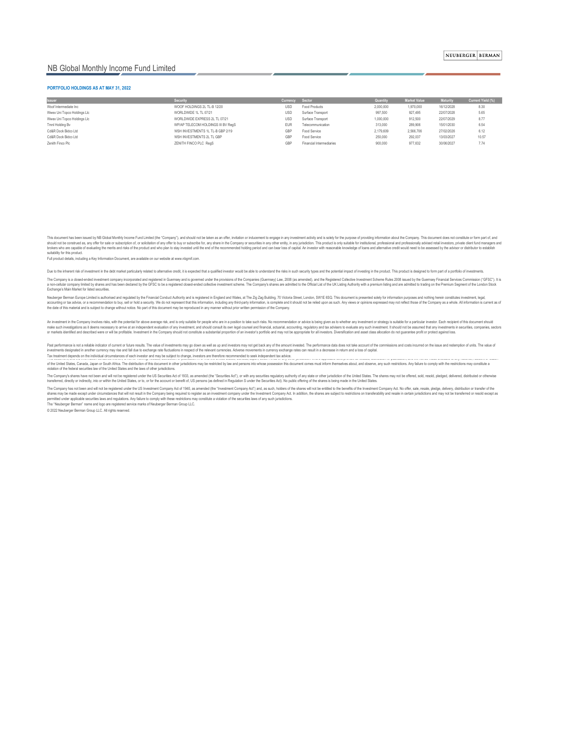# NB Global Monthly Income Fund Limited

**PORTFOLIO HOLDINGS AS AT MAY 31, 2022**

| Issuer | Security | Currency | Sector | Quantity | Market Value | Maturity | Current Yield (%) |
|---|---|---|---|---|---|---|---|
| Woof Intermediate Inc | WOOF HOLDINGS 2L TL-B 12/20 | USD | Food Products | 2,000,000 | 1,970,000 | 16/12/2028 | 8.30 |
| Wwex Uni Topco Holdings Llc | WORLDWIDE 1L TL 07/21 | USD | Surface Transport | 997,500 | 927,495 | 22/07/2028 | 5.65 |
| Wwex Uni Topco Holdings Llc | WORLDWIDE EXPRESS 2L TL 07/21 | USD | Surface Transport | 1,000,000 | 912,500 | 22/07/2029 | 8.77 |
| Tmnl Holding Bv | WP/AP TELECOM HOLDINGS III BV RegS | EUR | Telecommunication | 313,000 | 289,906 | 15/01/2030 | 6.54 |
| Cd&R Dock Bidco Ltd | WSH INVESTMENTS 1L TL-B GBP 2/19 | GBP | Food Service | 2,179,609 | 2,566,706 | 27/02/2026 | 6.12 |
| Cd&R Dock Bidco Ltd | WSH INVESTMENTS 2L TL GBP | GBP | Food Service | 250,000 | 292,037 | 13/03/2027 | 10.57 |
| Zenith Finco Plc | ZENITH FINCO PLC RegS | GBP | Financial Intermediaries | 900,000 | 977,632 | 30/06/2027 | 7.74 |

This document has been issued by NB Global Monthly Income Fund Limited (the "Company"), and should not be taken as an offer, invitation or inducement to engage in any investment activity and is solely for the purpose of providing information about the Company. This document does not constitute or form part of, and should not be construed as, any offer for sale or subscription of, or solicitation of any offer to buy or subscribe for, any share in the Company or securities in any other entity, in any jurisdiction. This product is only suitable for institutional, professional and professionally advised retail investors, private client fund managers and brokers who are capable of evaluating the merits and risks of the product and who plan to stay invested until the end of the recommended holding period and can bear loss of capital. An investor with reasonable knowledge of loans and alternative credit would need to be assessed by the advisor or distributor to establish suitability for this product.

Full product details, including a Key Information Document, are available on our website at www.nbgmif.com.

Due to the inherent risk of investment in the debt market particularly related to alternative credit, it is expected that a qualified investor would be able to understand the risks in such security types and the potential impact of investing in the product. This product is designed to form part of a portfolio of investments.

The Company is a closed-ended investment company incorporated and registered in Guernsey and is governed under the provisions of the Companies (Guernsey) Law, 2008 (as amended), and the Registered Collective Investment Scheme Rules 2008 issued by the Guernsey Financial Services Commission ("GFSC"). It is a non-cellular company limited by shares and has been declared by the GFSC to be a registered closed-ended collective investment scheme. The Company's shares are admitted to the Official List of the UK Listing Authority with a premium listing and are admitted to trading on the Premium Segment of the London Stock Exchange's Main Market for listed securities.

Neuberger Berman Europe Limited is authorised and regulated by the Financial Conduct Authority and is registered in England and Wales, at The Zig Zag Building, 70 Victoria Street, London, SW1E 6SQ. This document is presented solely for information purposes and nothing herein constitutes investment, legal, accounting or tax advice, or a recommendation to buy, sell or hold a security. We do not represent that this information, including any third-party information, is complete and it should not be relied upon as such. Any views or opinions expressed may not reflect those of the Company as a whole. All information is current as of the date of this material and is subject to change without notice. No part of this document may be reproduced in any manner without prior written permission of the Company.

An investment in the Company involves risks, with the potential for above average risk, and is only suitable for people who are in a position to take such risks. No recommendation or advice is being given as to whether any investment or strategy is suitable for a particular investor. Each recipient of this document should make such investigations as it deems necessary to arrive at an independent evaluation of any investment, and should consult its own legal counsel and financial, actuarial, accounting, regulatory and tax advisers to evaluate any such investment. It should not be assumed that any investments in securities, companies, sectors or markets identified and described were or will be profitable. Investment in the Company should not constitute a substantial proportion of an investor's portfolio and may not be appropriate for all investors. Diversification and asset class allocation do not guarantee profit or protect against loss.

Past performance is not a reliable indicator of current or future results. The value of investments may go down as well as up and investors may not get back any of the amount invested. The performance data does not take account of the commissions and costs incurred on the issue and redemption of units. The value of investments designated in another currency may rise and fall due to exchange rate fluctuations in respect of the relevant currencies. Adverse movements in currency exchange rates can result in a decrease in return and a loss of capital.

Tax treatment depends on the individual circumstances of each investor and may be subject to change, investors are therefore recommended to seek independent tax advice.

of the United States, Canada, Japan or South Africa. The distribution of this document in other jurisdictions may be restricted by law and persons into whose possession this document comes must inform themselves about, and observe, any such restrictions. Any failure to comply with the restrictions may constitute a violation of the federal securities law of the United States and the laws of other jurisdictions.

The Company's shares have not been and will not be registered under the US Securities Act of 1933, as amended (the "Securities Act"), or with any securities regulatory authority of any state or other jurisdiction of the United States. The shares may not be offered, sold, resold, pledged, delivered, distributed or otherwise transferred, directly or indirectly, into or within the United States, or to, or for the account or benefit of, US persons (as defined in Regulation S under the Securities Act). No public offering of the shares is being made in the United States.

The Company has not been and will not be registered under the US Investment Company Act of 1940, as amended (the "Investment Company Act") and, as such, holders of the shares will not be entitled to the benefits of the Investment Company Act. No offer, sale, resale, pledge, delivery, distribution or transfer of the shares may be made except under circumstances that will not result in the Company being required to register as an investment company under the Investment Company Act. In addition, the shares are subject to restrictions on transferability and resale in certain jurisdictions and may not be transferred or resold except as permitted under applicable securities laws and regulations. Any failure to comply with these restrictions may constitute a violation of the securities laws of any such jurisdictions.

The "Neuberger Berman" name and logo are registered service marks of Neuberger Berman Group LLC.

© 2022 Neuberger Berman Group LLC. All rights reserved.